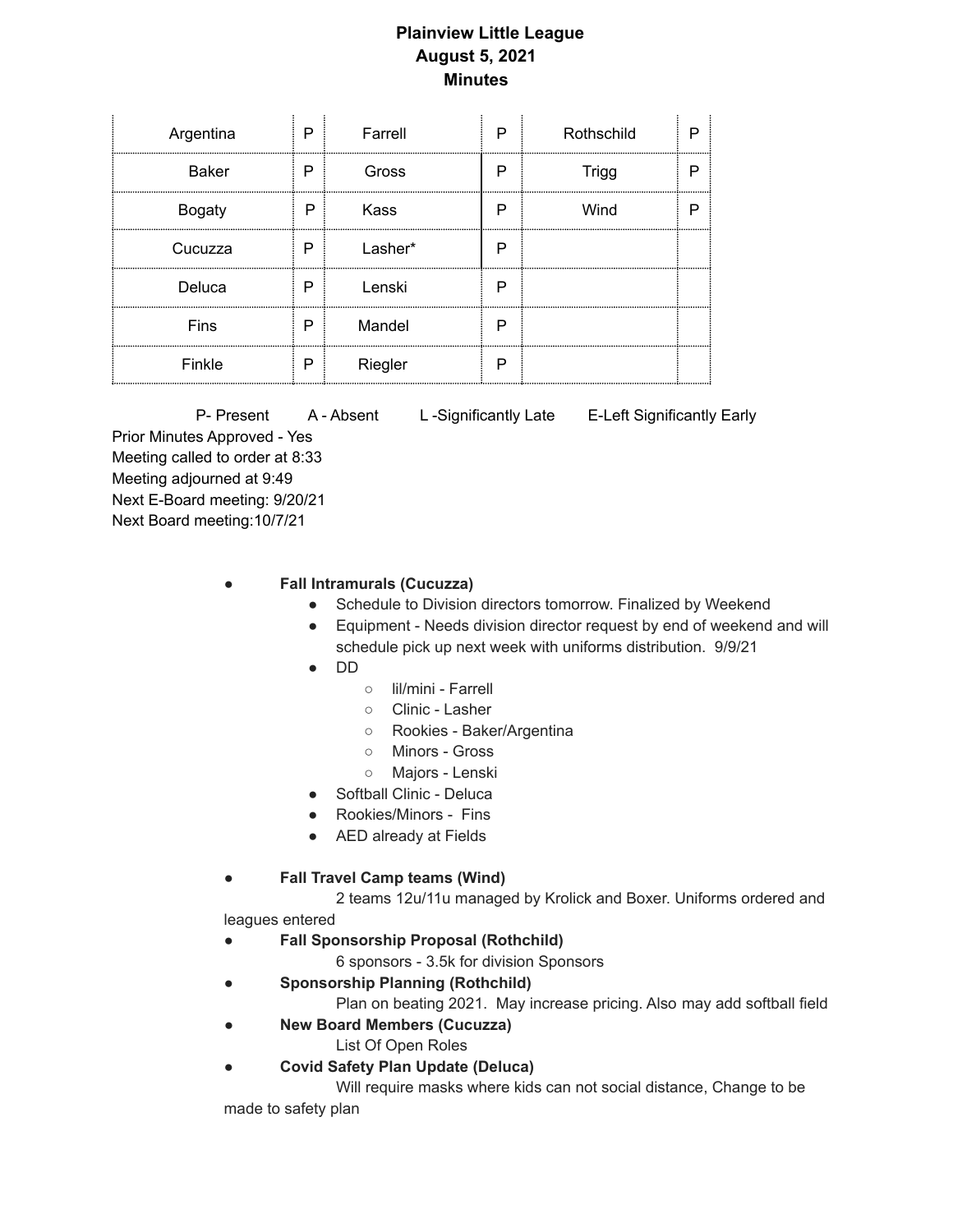# Plainview Little League
## August 5, 2021
## Minutes

| | | | | | |
|---|---|---|---|---|---|
| Argentina | P | Farrell | P | Rothschild | P |
| Baker | P | Gross | P | Trigg | P |
| Bogaty | P | Kass | P | Wind | P |
| Cucuzza | P | Lasher* | P | | |
| Deluca | P | Lenski | P | | |
| Fins | P | Mandel | P | | |
| Finkle | P | Riegler | P | | |

P- Present  A - Absent  L -Significantly Late  E-Left Significantly Early

Prior Minutes Approved - Yes
Meeting called to order at 8:33
Meeting adjourned at 9:49
Next E-Board meeting: 9/20/21
Next Board meeting:10/7/21

- **Fall Intramurals (Cucuzza)**
  - Schedule to Division directors tomorrow. Finalized by Weekend
  - Equipment - Needs division director request by end of weekend and will schedule pick up next week with uniforms distribution. 9/9/21
  - DD
    - lil/mini - Farrell
    - Clinic - Lasher
    - Rookies - Baker/Argentina
    - Minors - Gross
    - Majors - Lenski
  - Softball Clinic - Deluca
  - Rookies/Minors - Fins
  - AED already at Fields
- **Fall Travel Camp teams (Wind)**
  2 teams 12u/11u managed by Krolick and Boxer. Uniforms ordered and leagues entered
- **Fall Sponsorship Proposal (Rothchild)**
  6 sponsors - 3.5k for division Sponsors
- **Sponsorship Planning (Rothchild)**
  Plan on beating 2021. May increase pricing. Also may add softball field
- **New Board Members (Cucuzza)**
  List Of Open Roles
- **Covid Safety Plan Update (Deluca)**
  Will require masks where kids can not social distance, Change to be made to safety plan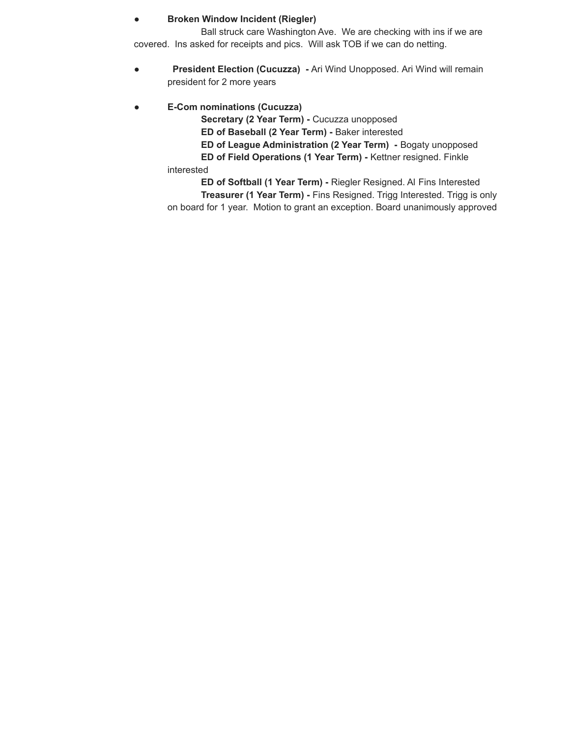- **Broken Window Incident (Riegler)**

  Ball struck care Washington Ave. We are checking with ins if we are covered. Ins asked for receipts and pics. Will ask TOB if we can do netting.

- **President Election (Cucuzza) -** Ari Wind Unopposed. Ari Wind will remain president for 2 more years

- **E-Com nominations (Cucuzza)**

  **Secretary (2 Year Term) -** Cucuzza unopposed

  **ED of Baseball (2 Year Term) -** Baker interested

  **ED of League Administration (2 Year Term) -** Bogaty unopposed

  **ED of Field Operations (1 Year Term) -** Kettner resigned. Finkle interested

  **ED of Softball (1 Year Term) -** Riegler Resigned. Al Fins Interested

  **Treasurer (1 Year Term) -** Fins Resigned. Trigg Interested. Trigg is only on board for 1 year. Motion to grant an exception. Board unanimously approved